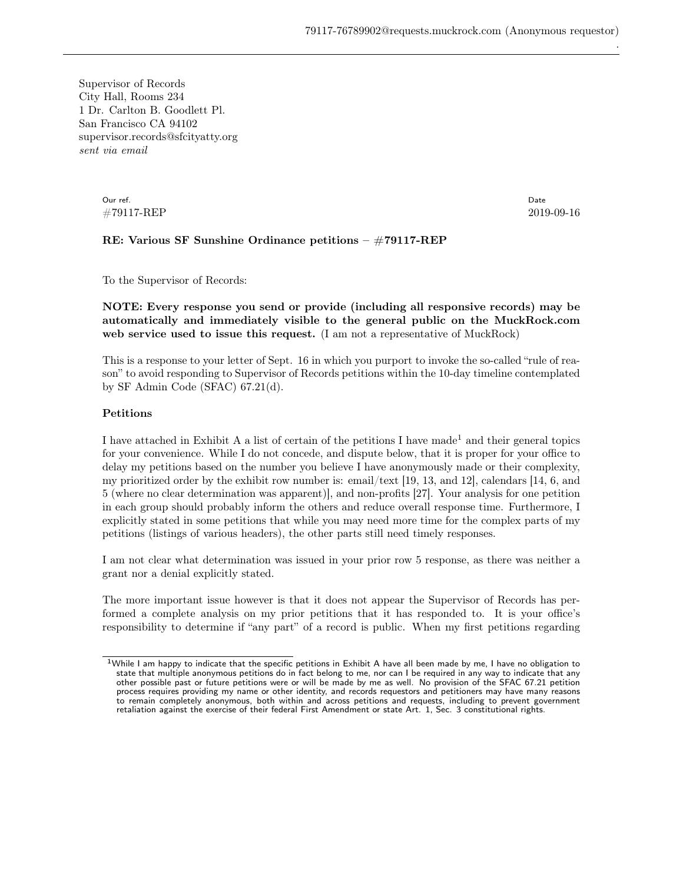79117-76789902@requests.muckrock.com (Anonymous requestor)

Supervisor of Records
City Hall, Rooms 234
1 Dr. Carlton B. Goodlett Pl.
San Francisco CA 94102
supervisor.records@sfcityatty.org
*sent via email*

Our ref.
#79117-REP

Date
2019-09-16

**RE: Various SF Sunshine Ordinance petitions – #79117-REP**

To the Supervisor of Records:

**NOTE: Every response you send or provide (including all responsive records) may be automatically and immediately visible to the general public on the MuckRock.com web service used to issue this request.** (I am not a representative of MuckRock)

This is a response to your letter of Sept. 16 in which you purport to invoke the so-called "rule of reason" to avoid responding to Supervisor of Records petitions within the 10-day timeline contemplated by SF Admin Code (SFAC) 67.21(d).

**Petitions**

I have attached in Exhibit A a list of certain of the petitions I have made[1] and their general topics for your convenience. While I do not concede, and dispute below, that it is proper for your office to delay my petitions based on the number you believe I have anonymously made or their complexity, my prioritized order by the exhibit row number is: email/text [19, 13, and 12], calendars [14, 6, and 5 (where no clear determination was apparent)], and non-profits [27]. Your analysis for one petition in each group should probably inform the others and reduce overall response time. Furthermore, I explicitly stated in some petitions that while you may need more time for the complex parts of my petitions (listings of various headers), the other parts still need timely responses.

I am not clear what determination was issued in your prior row 5 response, as there was neither a grant nor a denial explicitly stated.

The more important issue however is that it does not appear the Supervisor of Records has performed a complete analysis on my prior petitions that it has responded to. It is your office's responsibility to determine if "any part" of a record is public. When my first petitions regarding

[1] While I am happy to indicate that the specific petitions in Exhibit A have all been made by me, I have no obligation to state that multiple anonymous petitions do in fact belong to me, nor can I be required in any way to indicate that any other possible past or future petitions were or will be made by me as well. No provision of the SFAC 67.21 petition process requires providing my name or other identity, and records requestors and petitioners may have many reasons to remain completely anonymous, both within and across petitions and requests, including to prevent government retaliation against the exercise of their federal First Amendment or state Art. 1, Sec. 3 constitutional rights.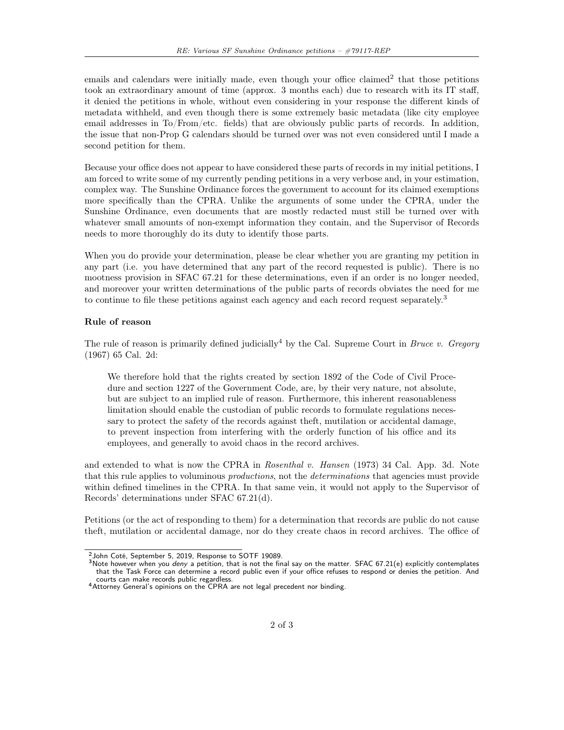emails and calendars were initially made, even though your office claimed[2] that those petitions took an extraordinary amount of time (approx. 3 months each) due to research with its IT staff, it denied the petitions in whole, without even considering in your response the different kinds of metadata withheld, and even though there is some extremely basic metadata (like city employee email addresses in To/From/etc. fields) that are obviously public parts of records. In addition, the issue that non-Prop G calendars should be turned over was not even considered until I made a second petition for them.

Because your office does not appear to have considered these parts of records in my initial petitions, I am forced to write some of my currently pending petitions in a very verbose and, in your estimation, complex way. The Sunshine Ordinance forces the government to account for its claimed exemptions more specifically than the CPRA. Unlike the arguments of some under the CPRA, under the Sunshine Ordinance, even documents that are mostly redacted must still be turned over with whatever small amounts of non-exempt information they contain, and the Supervisor of Records needs to more thoroughly do its duty to identify those parts.

When you do provide your determination, please be clear whether you are granting my petition in any part (i.e. you have determined that any part of the record requested is public). There is no mootness provision in SFAC 67.21 for these determinations, even if an order is no longer needed, and moreover your written determinations of the public parts of records obviates the need for me to continue to file these petitions against each agency and each record request separately.[3]

**Rule of reason**

The rule of reason is primarily defined judicially[4] by the Cal. Supreme Court in *Bruce v. Gregory* (1967) 65 Cal. 2d:

> We therefore hold that the rights created by section 1892 of the Code of Civil Procedure and section 1227 of the Government Code, are, by their very nature, not absolute, but are subject to an implied rule of reason. Furthermore, this inherent reasonableness limitation should enable the custodian of public records to formulate regulations necessary to protect the safety of the records against theft, mutilation or accidental damage, to prevent inspection from interfering with the orderly function of his office and its employees, and generally to avoid chaos in the record archives.

and extended to what is now the CPRA in *Rosenthal v. Hansen* (1973) 34 Cal. App. 3d. Note that this rule applies to voluminous *productions*, not the *determinations* that agencies must provide within defined timelines in the CPRA. In that same vein, it would not apply to the Supervisor of Records' determinations under SFAC 67.21(d).

Petitions (or the act of responding to them) for a determination that records are public do not cause theft, mutilation or accidental damage, nor do they create chaos in record archives. The office of

---

[2] John Coté, September 5, 2019, Response to SOTF 19089.

[3] Note however when you *deny* a petition, that is not the final say on the matter. SFAC 67.21(e) explicitly contemplates that the Task Force can determine a record public even if your office refuses to respond or denies the petition. And courts can make records public regardless.

[4] Attorney General's opinions on the CPRA are not legal precedent nor binding.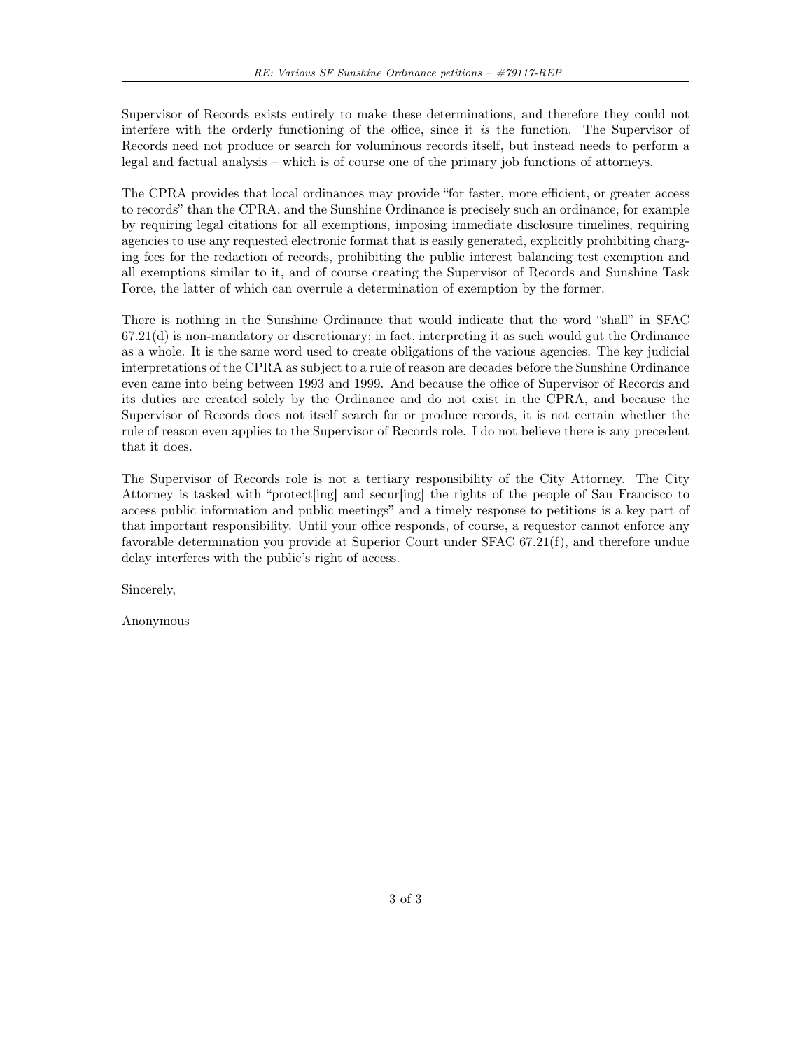Supervisor of Records exists entirely to make these determinations, and therefore they could not interfere with the orderly functioning of the office, since it *is* the function. The Supervisor of Records need not produce or search for voluminous records itself, but instead needs to perform a legal and factual analysis – which is of course one of the primary job functions of attorneys.

The CPRA provides that local ordinances may provide "for faster, more efficient, or greater access to records" than the CPRA, and the Sunshine Ordinance is precisely such an ordinance, for example by requiring legal citations for all exemptions, imposing immediate disclosure timelines, requiring agencies to use any requested electronic format that is easily generated, explicitly prohibiting charging fees for the redaction of records, prohibiting the public interest balancing test exemption and all exemptions similar to it, and of course creating the Supervisor of Records and Sunshine Task Force, the latter of which can overrule a determination of exemption by the former.

There is nothing in the Sunshine Ordinance that would indicate that the word "shall" in SFAC 67.21(d) is non-mandatory or discretionary; in fact, interpreting it as such would gut the Ordinance as a whole. It is the same word used to create obligations of the various agencies. The key judicial interpretations of the CPRA as subject to a rule of reason are decades before the Sunshine Ordinance even came into being between 1993 and 1999. And because the office of Supervisor of Records and its duties are created solely by the Ordinance and do not exist in the CPRA, and because the Supervisor of Records does not itself search for or produce records, it is not certain whether the rule of reason even applies to the Supervisor of Records role. I do not believe there is any precedent that it does.

The Supervisor of Records role is not a tertiary responsibility of the City Attorney. The City Attorney is tasked with "protect[ing] and secur[ing] the rights of the people of San Francisco to access public information and public meetings" and a timely response to petitions is a key part of that important responsibility. Until your office responds, of course, a requestor cannot enforce any favorable determination you provide at Superior Court under SFAC 67.21(f), and therefore undue delay interferes with the public's right of access.

Sincerely,

Anonymous